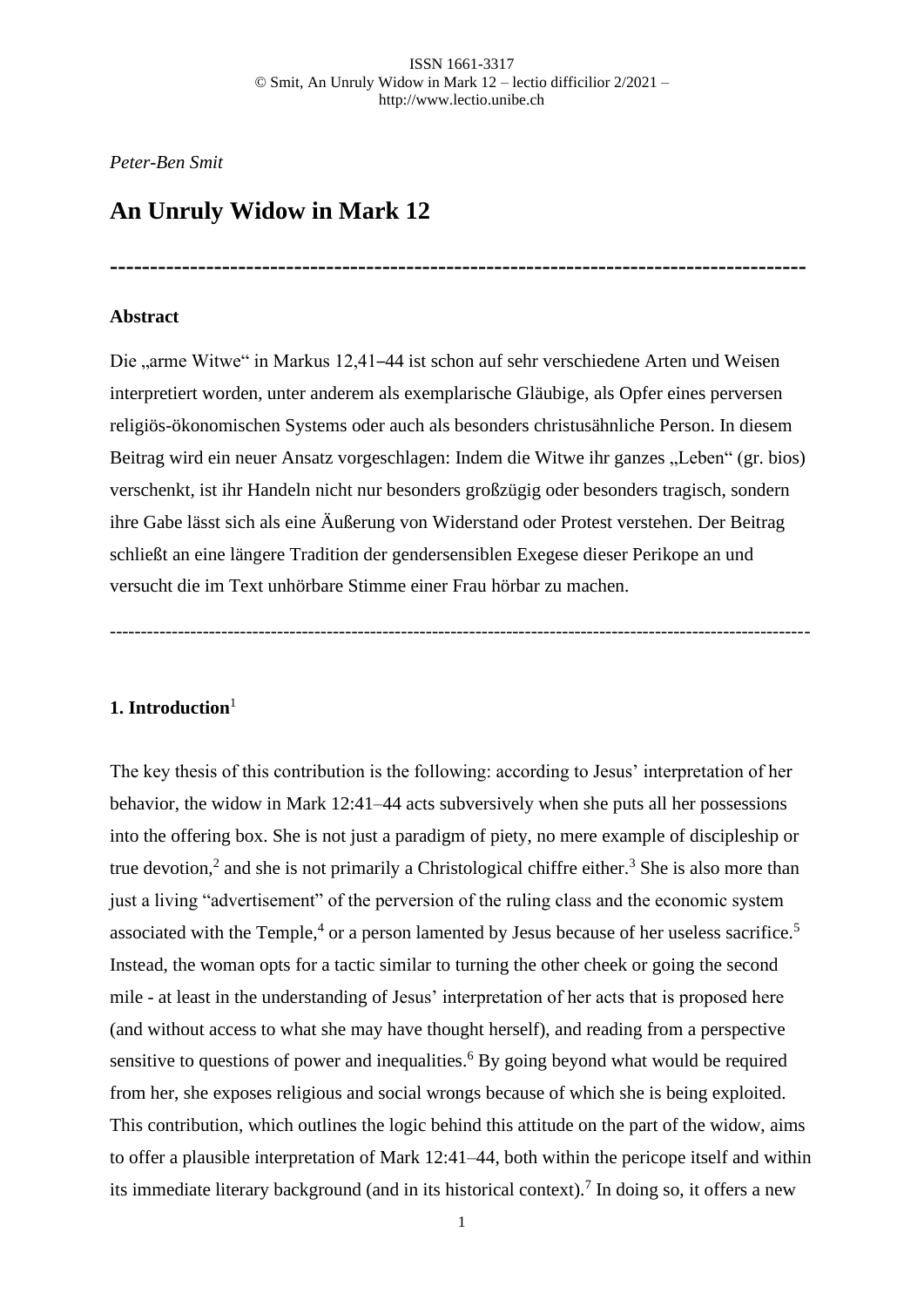*Peter-Ben Smit*

# An Unruly Widow in Mark 12

---

**Abstract**

Die „arme Witwe" in Markus 12,41–44 ist schon auf sehr verschiedene Arten und Weisen interpretiert worden, unter anderem als exemplarische Gläubige, als Opfer eines perversen religiös-ökonomischen Systems oder auch als besonders christusähnliche Person. In diesem Beitrag wird ein neuer Ansatz vorgeschlagen: Indem die Witwe ihr ganzes „Leben" (gr. bios) verschenkt, ist ihr Handeln nicht nur besonders großzügig oder besonders tragisch, sondern ihre Gabe lässt sich als eine Äußerung von Widerstand oder Protest verstehen. Der Beitrag schließt an eine längere Tradition der gendersensiblen Exegese dieser Perikope an und versucht die im Text unhörbare Stimme einer Frau hörbar zu machen.

---

## 1. Introduction[1]

The key thesis of this contribution is the following: according to Jesus' interpretation of her behavior, the widow in Mark 12:41–44 acts subversively when she puts all her possessions into the offering box. She is not just a paradigm of piety, no mere example of discipleship or true devotion,[2] and she is not primarily a Christological chiffre either.[3] She is also more than just a living "advertisement" of the perversion of the ruling class and the economic system associated with the Temple,[4] or a person lamented by Jesus because of her useless sacrifice.[5] Instead, the woman opts for a tactic similar to turning the other cheek or going the second mile - at least in the understanding of Jesus' interpretation of her acts that is proposed here (and without access to what she may have thought herself), and reading from a perspective sensitive to questions of power and inequalities.[6] By going beyond what would be required from her, she exposes religious and social wrongs because of which she is being exploited. This contribution, which outlines the logic behind this attitude on the part of the widow, aims to offer a plausible interpretation of Mark 12:41–44, both within the pericope itself and within its immediate literary background (and in its historical context).[7] In doing so, it offers a new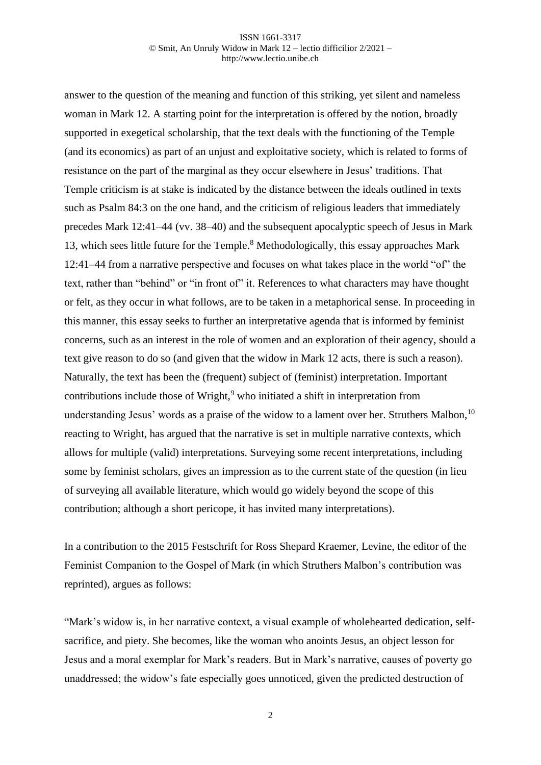answer to the question of the meaning and function of this striking, yet silent and nameless woman in Mark 12. A starting point for the interpretation is offered by the notion, broadly supported in exegetical scholarship, that the text deals with the functioning of the Temple (and its economics) as part of an unjust and exploitative society, which is related to forms of resistance on the part of the marginal as they occur elsewhere in Jesus' traditions. That Temple criticism is at stake is indicated by the distance between the ideals outlined in texts such as Psalm 84:3 on the one hand, and the criticism of religious leaders that immediately precedes Mark 12:41–44 (vv. 38–40) and the subsequent apocalyptic speech of Jesus in Mark 13, which sees little future for the Temple.[8] Methodologically, this essay approaches Mark 12:41–44 from a narrative perspective and focuses on what takes place in the world "of" the text, rather than "behind" or "in front of" it. References to what characters may have thought or felt, as they occur in what follows, are to be taken in a metaphorical sense. In proceeding in this manner, this essay seeks to further an interpretative agenda that is informed by feminist concerns, such as an interest in the role of women and an exploration of their agency, should a text give reason to do so (and given that the widow in Mark 12 acts, there is such a reason). Naturally, the text has been the (frequent) subject of (feminist) interpretation. Important contributions include those of Wright,[9] who initiated a shift in interpretation from understanding Jesus' words as a praise of the widow to a lament over her. Struthers Malbon,[10] reacting to Wright, has argued that the narrative is set in multiple narrative contexts, which allows for multiple (valid) interpretations. Surveying some recent interpretations, including some by feminist scholars, gives an impression as to the current state of the question (in lieu of surveying all available literature, which would go widely beyond the scope of this contribution; although a short pericope, it has invited many interpretations).

In a contribution to the 2015 Festschrift for Ross Shepard Kraemer, Levine, the editor of the Feminist Companion to the Gospel of Mark (in which Struthers Malbon's contribution was reprinted), argues as follows:

"Mark's widow is, in her narrative context, a visual example of wholehearted dedication, self-sacrifice, and piety. She becomes, like the woman who anoints Jesus, an object lesson for Jesus and a moral exemplar for Mark's readers. But in Mark's narrative, causes of poverty go unaddressed; the widow's fate especially goes unnoticed, given the predicted destruction of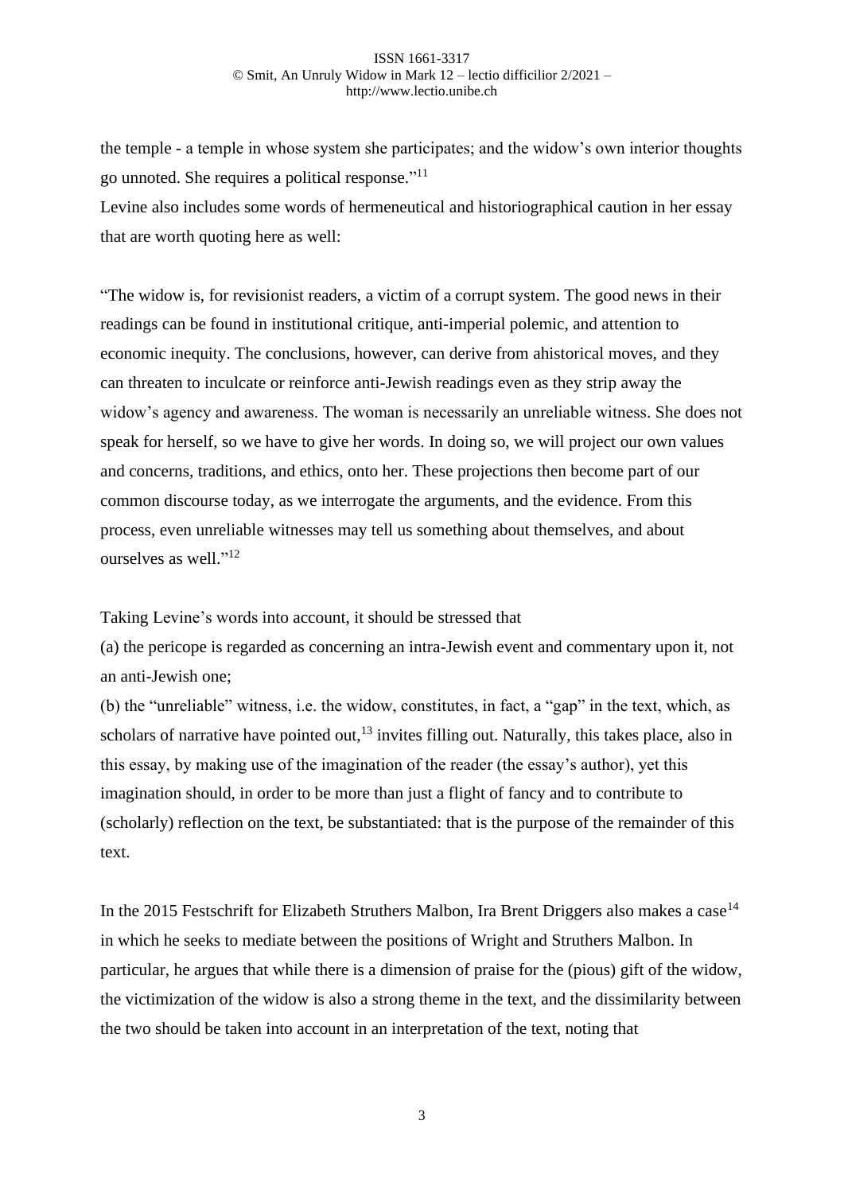the temple - a temple in whose system she participates; and the widow's own interior thoughts go unnoted. She requires a political response."[11]

Levine also includes some words of hermeneutical and historiographical caution in her essay that are worth quoting here as well:

"The widow is, for revisionist readers, a victim of a corrupt system. The good news in their readings can be found in institutional critique, anti-imperial polemic, and attention to economic inequity. The conclusions, however, can derive from ahistorical moves, and they can threaten to inculcate or reinforce anti-Jewish readings even as they strip away the widow's agency and awareness. The woman is necessarily an unreliable witness. She does not speak for herself, so we have to give her words. In doing so, we will project our own values and concerns, traditions, and ethics, onto her. These projections then become part of our common discourse today, as we interrogate the arguments, and the evidence. From this process, even unreliable witnesses may tell us something about themselves, and about ourselves as well."[12]

Taking Levine's words into account, it should be stressed that

(a) the pericope is regarded as concerning an intra-Jewish event and commentary upon it, not an anti-Jewish one;

(b) the "unreliable" witness, i.e. the widow, constitutes, in fact, a "gap" in the text, which, as scholars of narrative have pointed out,[13] invites filling out. Naturally, this takes place, also in this essay, by making use of the imagination of the reader (the essay's author), yet this imagination should, in order to be more than just a flight of fancy and to contribute to (scholarly) reflection on the text, be substantiated: that is the purpose of the remainder of this text.

In the 2015 Festschrift for Elizabeth Struthers Malbon, Ira Brent Driggers also makes a case[14] in which he seeks to mediate between the positions of Wright and Struthers Malbon. In particular, he argues that while there is a dimension of praise for the (pious) gift of the widow, the victimization of the widow is also a strong theme in the text, and the dissimilarity between the two should be taken into account in an interpretation of the text, noting that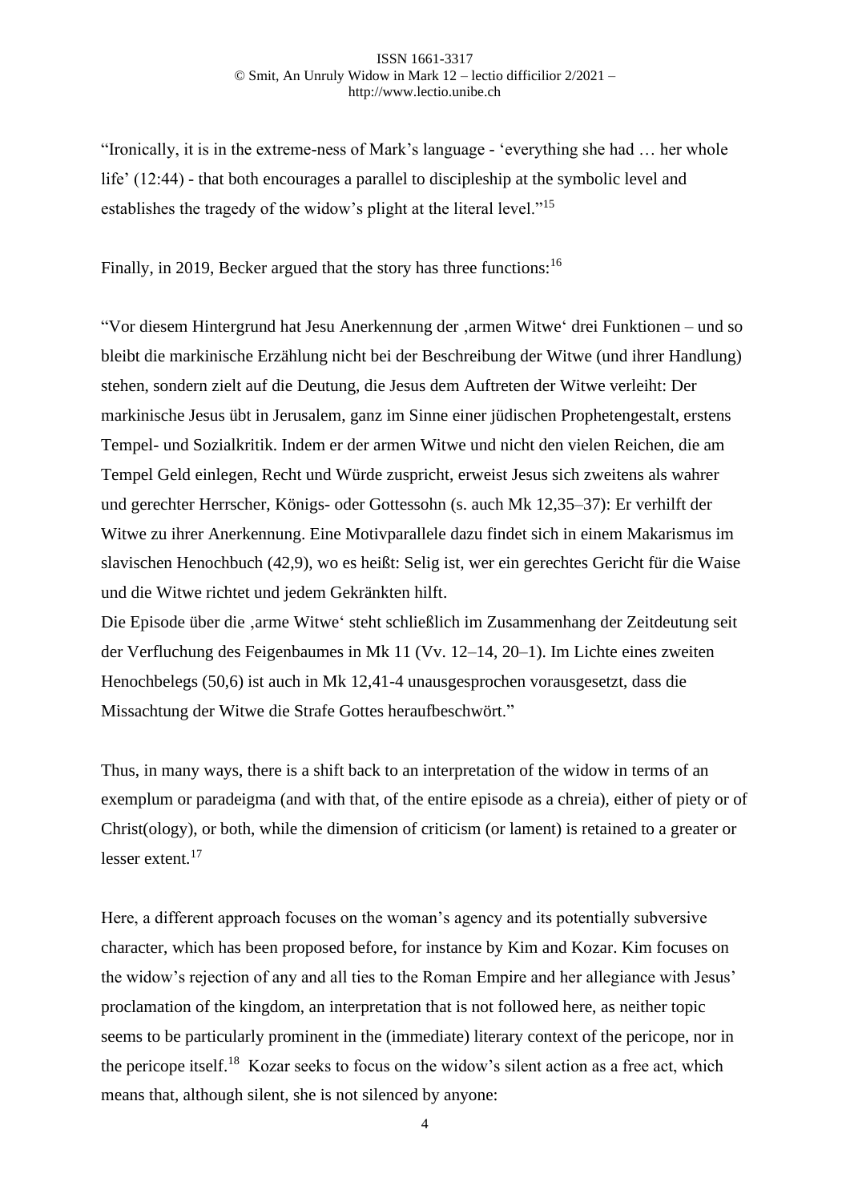"Ironically, it is in the extreme-ness of Mark's language - 'everything she had … her whole life' (12:44) - that both encourages a parallel to discipleship at the symbolic level and establishes the tragedy of the widow's plight at the literal level."[15]

Finally, in 2019, Becker argued that the story has three functions:[16]

"Vor diesem Hintergrund hat Jesu Anerkennung der ‚armen Witwe' drei Funktionen – und so bleibt die markinische Erzählung nicht bei der Beschreibung der Witwe (und ihrer Handlung) stehen, sondern zielt auf die Deutung, die Jesus dem Auftreten der Witwe verleiht: Der markinische Jesus übt in Jerusalem, ganz im Sinne einer jüdischen Prophetengestalt, erstens Tempel- und Sozialkritik. Indem er der armen Witwe und nicht den vielen Reichen, die am Tempel Geld einlegen, Recht und Würde zuspricht, erweist Jesus sich zweitens als wahrer und gerechter Herrscher, Königs- oder Gottessohn (s. auch Mk 12,35–37): Er verhilft der Witwe zu ihrer Anerkennung. Eine Motivparallele dazu findet sich in einem Makarismus im slavischen Henochbuch (42,9), wo es heißt: Selig ist, wer ein gerechtes Gericht für die Waise und die Witwe richtet und jedem Gekränkten hilft.
Die Episode über die ‚arme Witwe' steht schließlich im Zusammenhang der Zeitdeutung seit der Verfluchung des Feigenbaumes in Mk 11 (Vv. 12–14, 20–1). Im Lichte eines zweiten Henochbelegs (50,6) ist auch in Mk 12,41-4 unausgesprochen vorausgesetzt, dass die Missachtung der Witwe die Strafe Gottes heraufbeschwört."

Thus, in many ways, there is a shift back to an interpretation of the widow in terms of an exemplum or paradeigma (and with that, of the entire episode as a chreia), either of piety or of Christ(ology), or both, while the dimension of criticism (or lament) is retained to a greater or lesser extent.[17]

Here, a different approach focuses on the woman's agency and its potentially subversive character, which has been proposed before, for instance by Kim and Kozar. Kim focuses on the widow's rejection of any and all ties to the Roman Empire and her allegiance with Jesus' proclamation of the kingdom, an interpretation that is not followed here, as neither topic seems to be particularly prominent in the (immediate) literary context of the pericope, nor in the pericope itself.[18] Kozar seeks to focus on the widow's silent action as a free act, which means that, although silent, she is not silenced by anyone: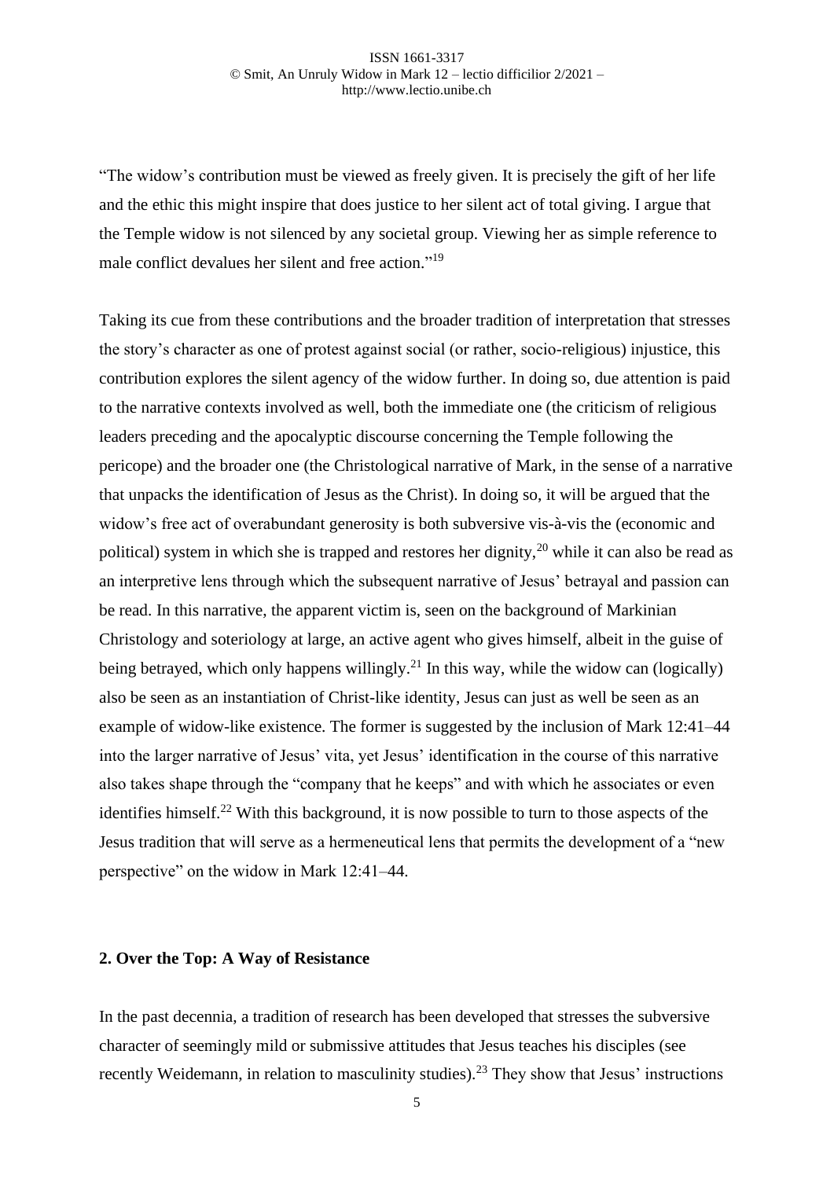"The widow's contribution must be viewed as freely given. It is precisely the gift of her life and the ethic this might inspire that does justice to her silent act of total giving. I argue that the Temple widow is not silenced by any societal group. Viewing her as simple reference to male conflict devalues her silent and free action."[19]

Taking its cue from these contributions and the broader tradition of interpretation that stresses the story's character as one of protest against social (or rather, socio-religious) injustice, this contribution explores the silent agency of the widow further. In doing so, due attention is paid to the narrative contexts involved as well, both the immediate one (the criticism of religious leaders preceding and the apocalyptic discourse concerning the Temple following the pericope) and the broader one (the Christological narrative of Mark, in the sense of a narrative that unpacks the identification of Jesus as the Christ). In doing so, it will be argued that the widow's free act of overabundant generosity is both subversive vis-à-vis the (economic and political) system in which she is trapped and restores her dignity,[20] while it can also be read as an interpretive lens through which the subsequent narrative of Jesus' betrayal and passion can be read. In this narrative, the apparent victim is, seen on the background of Markinian Christology and soteriology at large, an active agent who gives himself, albeit in the guise of being betrayed, which only happens willingly.[21] In this way, while the widow can (logically) also be seen as an instantiation of Christ-like identity, Jesus can just as well be seen as an example of widow-like existence. The former is suggested by the inclusion of Mark 12:41–44 into the larger narrative of Jesus' vita, yet Jesus' identification in the course of this narrative also takes shape through the "company that he keeps" and with which he associates or even identifies himself.[22] With this background, it is now possible to turn to those aspects of the Jesus tradition that will serve as a hermeneutical lens that permits the development of a "new perspective" on the widow in Mark 12:41–44.

## 2. Over the Top: A Way of Resistance

In the past decennia, a tradition of research has been developed that stresses the subversive character of seemingly mild or submissive attitudes that Jesus teaches his disciples (see recently Weidemann, in relation to masculinity studies).[23] They show that Jesus' instructions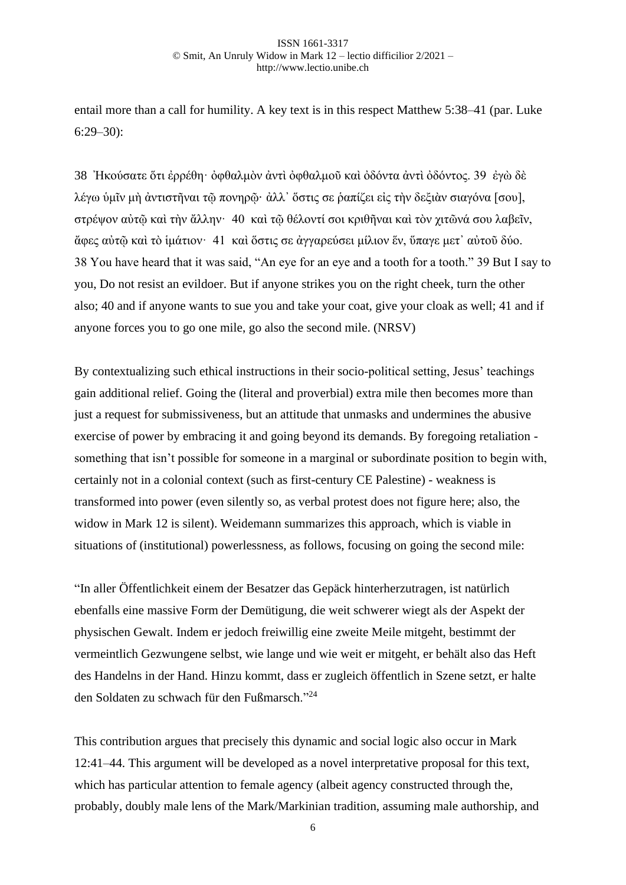entail more than a call for humility. A key text is in this respect Matthew 5:38–41 (par. Luke 6:29–30):

38 Ἠκούσατε ὅτι ἐρρέθη· ὀφθαλμὸν ἀντὶ ὀφθαλμοῦ καὶ ὀδόντα ἀντὶ ὀδόντος. 39 ἐγὼ δὲ λέγω ὑμῖν μὴ ἀντιστῆναι τῷ πονηρῷ· ἀλλ᾽ ὅστις σε ῥαπίζει εἰς τὴν δεξιὰν σιαγόνα [σου], στρέψον αὐτῷ καὶ τὴν ἄλλην· 40 καὶ τῷ θέλοντί σοι κριθῆναι καὶ τὸν χιτῶνά σου λαβεῖν, ἄφες αὐτῷ καὶ τὸ ἱμάτιον· 41 καὶ ὅστις σε ἀγγαρεύσει μίλιον ἕν, ὕπαγε μετ᾽ αὐτοῦ δύο.
38 You have heard that it was said, "An eye for an eye and a tooth for a tooth." 39 But I say to you, Do not resist an evildoer. But if anyone strikes you on the right cheek, turn the other also; 40 and if anyone wants to sue you and take your coat, give your cloak as well; 41 and if anyone forces you to go one mile, go also the second mile. (NRSV)

By contextualizing such ethical instructions in their socio-political setting, Jesus' teachings gain additional relief. Going the (literal and proverbial) extra mile then becomes more than just a request for submissiveness, but an attitude that unmasks and undermines the abusive exercise of power by embracing it and going beyond its demands. By foregoing retaliation - something that isn't possible for someone in a marginal or subordinate position to begin with, certainly not in a colonial context (such as first-century CE Palestine) - weakness is transformed into power (even silently so, as verbal protest does not figure here; also, the widow in Mark 12 is silent). Weidemann summarizes this approach, which is viable in situations of (institutional) powerlessness, as follows, focusing on going the second mile:

"In aller Öffentlichkeit einem der Besatzer das Gepäck hinterherzutragen, ist natürlich ebenfalls eine massive Form der Demütigung, die weit schwerer wiegt als der Aspekt der physischen Gewalt. Indem er jedoch freiwillig eine zweite Meile mitgeht, bestimmt der vermeintlich Gezwungene selbst, wie lange und wie weit er mitgeht, er behält also das Heft des Handelns in der Hand. Hinzu kommt, dass er zugleich öffentlich in Szene setzt, er halte den Soldaten zu schwach für den Fußmarsch."[24]

This contribution argues that precisely this dynamic and social logic also occur in Mark 12:41–44. This argument will be developed as a novel interpretative proposal for this text, which has particular attention to female agency (albeit agency constructed through the, probably, doubly male lens of the Mark/Markinian tradition, assuming male authorship, and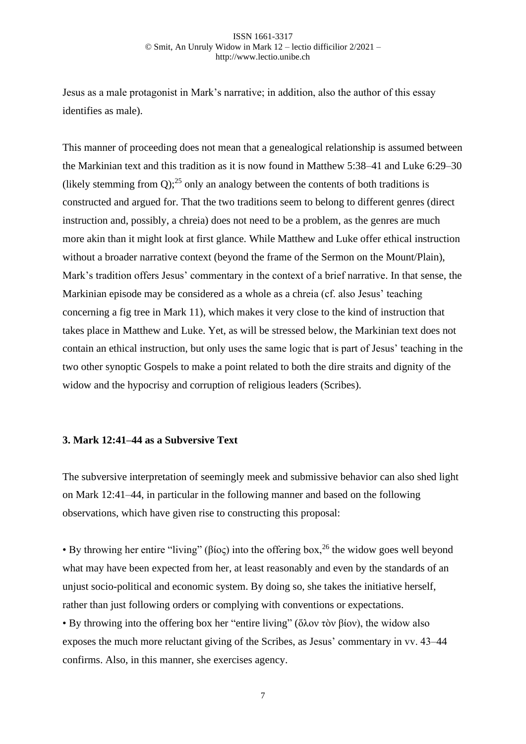Jesus as a male protagonist in Mark's narrative; in addition, also the author of this essay identifies as male).

This manner of proceeding does not mean that a genealogical relationship is assumed between the Markinian text and this tradition as it is now found in Matthew 5:38–41 and Luke 6:29–30 (likely stemming from Q);[25] only an analogy between the contents of both traditions is constructed and argued for. That the two traditions seem to belong to different genres (direct instruction and, possibly, a chreia) does not need to be a problem, as the genres are much more akin than it might look at first glance. While Matthew and Luke offer ethical instruction without a broader narrative context (beyond the frame of the Sermon on the Mount/Plain), Mark's tradition offers Jesus' commentary in the context of a brief narrative. In that sense, the Markinian episode may be considered as a whole as a chreia (cf. also Jesus' teaching concerning a fig tree in Mark 11), which makes it very close to the kind of instruction that takes place in Matthew and Luke. Yet, as will be stressed below, the Markinian text does not contain an ethical instruction, but only uses the same logic that is part of Jesus' teaching in the two other synoptic Gospels to make a point related to both the dire straits and dignity of the widow and the hypocrisy and corruption of religious leaders (Scribes).

### 3. Mark 12:41–44 as a Subversive Text

The subversive interpretation of seemingly meek and submissive behavior can also shed light on Mark 12:41–44, in particular in the following manner and based on the following observations, which have given rise to constructing this proposal:

- By throwing her entire "living" (βίος) into the offering box,[26] the widow goes well beyond what may have been expected from her, at least reasonably and even by the standards of an unjust socio-political and economic system. By doing so, she takes the initiative herself, rather than just following orders or complying with conventions or expectations.
- By throwing into the offering box her "entire living" (ὅλον τὸν βίον), the widow also exposes the much more reluctant giving of the Scribes, as Jesus' commentary in vv. 43–44 confirms. Also, in this manner, she exercises agency.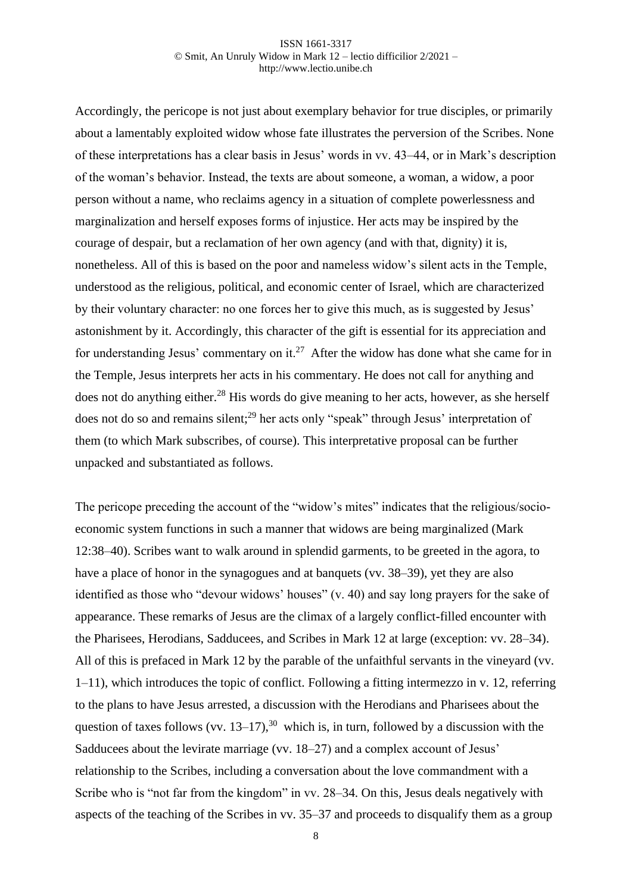Accordingly, the pericope is not just about exemplary behavior for true disciples, or primarily about a lamentably exploited widow whose fate illustrates the perversion of the Scribes. None of these interpretations has a clear basis in Jesus' words in vv. 43–44, or in Mark's description of the woman's behavior. Instead, the texts are about someone, a woman, a widow, a poor person without a name, who reclaims agency in a situation of complete powerlessness and marginalization and herself exposes forms of injustice. Her acts may be inspired by the courage of despair, but a reclamation of her own agency (and with that, dignity) it is, nonetheless. All of this is based on the poor and nameless widow's silent acts in the Temple, understood as the religious, political, and economic center of Israel, which are characterized by their voluntary character: no one forces her to give this much, as is suggested by Jesus' astonishment by it. Accordingly, this character of the gift is essential for its appreciation and for understanding Jesus' commentary on it.[27] After the widow has done what she came for in the Temple, Jesus interprets her acts in his commentary. He does not call for anything and does not do anything either.[28] His words do give meaning to her acts, however, as she herself does not do so and remains silent;[29] her acts only "speak" through Jesus' interpretation of them (to which Mark subscribes, of course). This interpretative proposal can be further unpacked and substantiated as follows.

The pericope preceding the account of the "widow's mites" indicates that the religious/socio-economic system functions in such a manner that widows are being marginalized (Mark 12:38–40). Scribes want to walk around in splendid garments, to be greeted in the agora, to have a place of honor in the synagogues and at banquets (vv. 38–39), yet they are also identified as those who "devour widows' houses" (v. 40) and say long prayers for the sake of appearance. These remarks of Jesus are the climax of a largely conflict-filled encounter with the Pharisees, Herodians, Sadducees, and Scribes in Mark 12 at large (exception: vv. 28–34). All of this is prefaced in Mark 12 by the parable of the unfaithful servants in the vineyard (vv. 1–11), which introduces the topic of conflict. Following a fitting intermezzo in v. 12, referring to the plans to have Jesus arrested, a discussion with the Herodians and Pharisees about the question of taxes follows (vv. 13–17),[30] which is, in turn, followed by a discussion with the Sadducees about the levirate marriage (vv. 18–27) and a complex account of Jesus' relationship to the Scribes, including a conversation about the love commandment with a Scribe who is "not far from the kingdom" in vv. 28–34. On this, Jesus deals negatively with aspects of the teaching of the Scribes in vv. 35–37 and proceeds to disqualify them as a group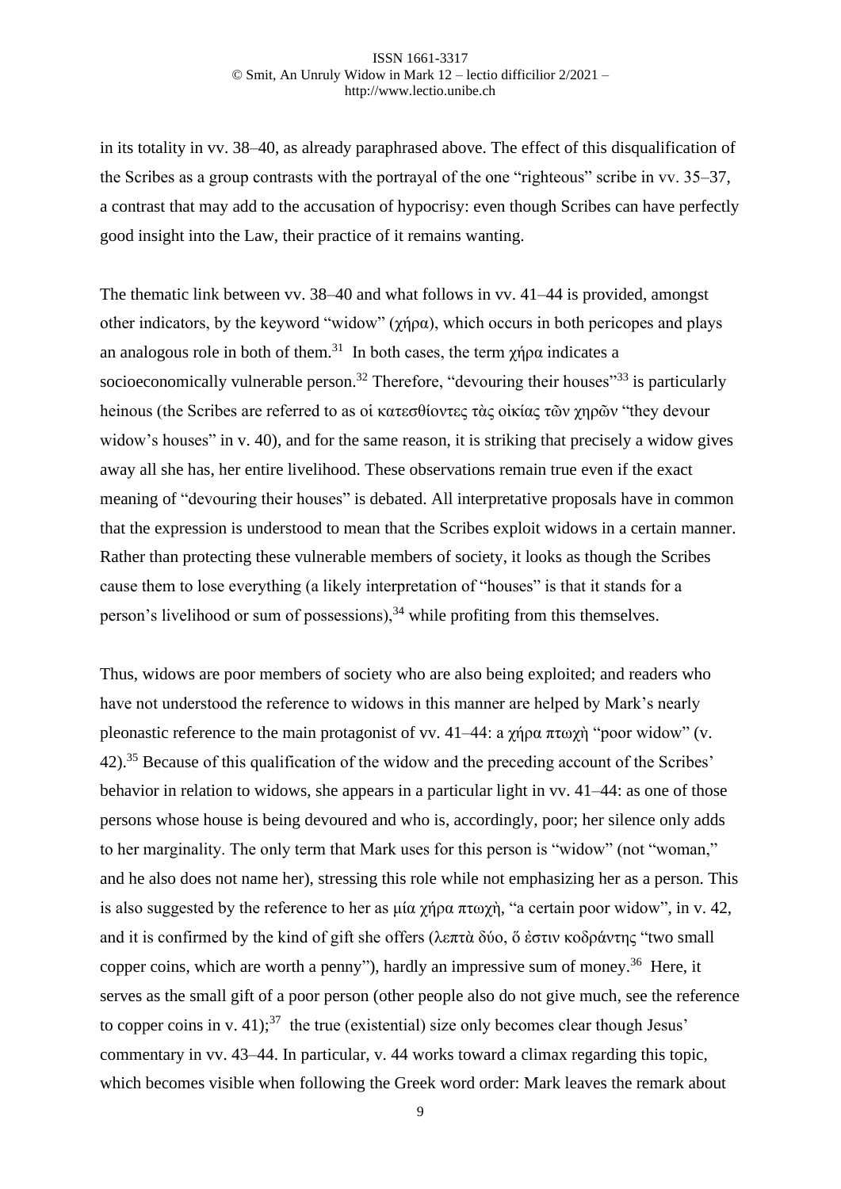in its totality in vv. 38–40, as already paraphrased above. The effect of this disqualification of the Scribes as a group contrasts with the portrayal of the one "righteous" scribe in vv. 35–37, a contrast that may add to the accusation of hypocrisy: even though Scribes can have perfectly good insight into the Law, their practice of it remains wanting.

The thematic link between vv. 38–40 and what follows in vv. 41–44 is provided, amongst other indicators, by the keyword "widow" (χήρα), which occurs in both pericopes and plays an analogous role in both of them.[31] In both cases, the term χήρα indicates a socioeconomically vulnerable person.[32] Therefore, "devouring their houses"[33] is particularly heinous (the Scribes are referred to as οἱ κατεσθίοντες τὰς οἰκίας τῶν χηρῶν "they devour widow's houses" in v. 40), and for the same reason, it is striking that precisely a widow gives away all she has, her entire livelihood. These observations remain true even if the exact meaning of "devouring their houses" is debated. All interpretative proposals have in common that the expression is understood to mean that the Scribes exploit widows in a certain manner. Rather than protecting these vulnerable members of society, it looks as though the Scribes cause them to lose everything (a likely interpretation of "houses" is that it stands for a person's livelihood or sum of possessions),[34] while profiting from this themselves.

Thus, widows are poor members of society who are also being exploited; and readers who have not understood the reference to widows in this manner are helped by Mark's nearly pleonastic reference to the main protagonist of vv. 41–44: a χήρα πτωχὴ "poor widow" (v. 42).[35] Because of this qualification of the widow and the preceding account of the Scribes' behavior in relation to widows, she appears in a particular light in vv. 41–44: as one of those persons whose house is being devoured and who is, accordingly, poor; her silence only adds to her marginality. The only term that Mark uses for this person is "widow" (not "woman," and he also does not name her), stressing this role while not emphasizing her as a person. This is also suggested by the reference to her as μία χήρα πτωχὴ, "a certain poor widow", in v. 42, and it is confirmed by the kind of gift she offers (λεπτὰ δύο, ὅ ἐστιν κοδράντης "two small copper coins, which are worth a penny"), hardly an impressive sum of money.[36] Here, it serves as the small gift of a poor person (other people also do not give much, see the reference to copper coins in v. 41);[37] the true (existential) size only becomes clear though Jesus' commentary in vv. 43–44. In particular, v. 44 works toward a climax regarding this topic, which becomes visible when following the Greek word order: Mark leaves the remark about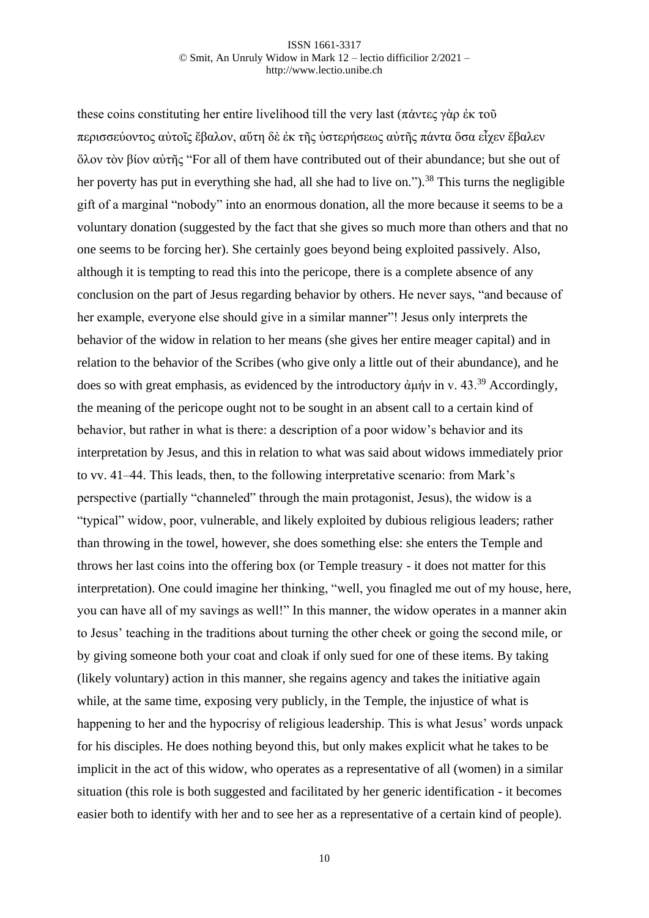these coins constituting her entire livelihood till the very last (πάντες γὰρ ἐκ τοῦ περισσεύοντος αὐτοῖς ἔβαλον, αὕτη δὲ ἐκ τῆς ὑστερήσεως αὐτῆς πάντα ὅσα εἶχεν ἔβαλεν ὅλον τὸν βίον αὐτῆς "For all of them have contributed out of their abundance; but she out of her poverty has put in everything she had, all she had to live on.").[38] This turns the negligible gift of a marginal "nobody" into an enormous donation, all the more because it seems to be a voluntary donation (suggested by the fact that she gives so much more than others and that no one seems to be forcing her). She certainly goes beyond being exploited passively. Also, although it is tempting to read this into the pericope, there is a complete absence of any conclusion on the part of Jesus regarding behavior by others. He never says, "and because of her example, everyone else should give in a similar manner"! Jesus only interprets the behavior of the widow in relation to her means (she gives her entire meager capital) and in relation to the behavior of the Scribes (who give only a little out of their abundance), and he does so with great emphasis, as evidenced by the introductory ἀμήν in v. 43.[39] Accordingly, the meaning of the pericope ought not to be sought in an absent call to a certain kind of behavior, but rather in what is there: a description of a poor widow's behavior and its interpretation by Jesus, and this in relation to what was said about widows immediately prior to vv. 41–44. This leads, then, to the following interpretative scenario: from Mark's perspective (partially "channeled" through the main protagonist, Jesus), the widow is a "typical" widow, poor, vulnerable, and likely exploited by dubious religious leaders; rather than throwing in the towel, however, she does something else: she enters the Temple and throws her last coins into the offering box (or Temple treasury - it does not matter for this interpretation). One could imagine her thinking, "well, you finagled me out of my house, here, you can have all of my savings as well!" In this manner, the widow operates in a manner akin to Jesus' teaching in the traditions about turning the other cheek or going the second mile, or by giving someone both your coat and cloak if only sued for one of these items. By taking (likely voluntary) action in this manner, she regains agency and takes the initiative again while, at the same time, exposing very publicly, in the Temple, the injustice of what is happening to her and the hypocrisy of religious leadership. This is what Jesus' words unpack for his disciples. He does nothing beyond this, but only makes explicit what he takes to be implicit in the act of this widow, who operates as a representative of all (women) in a similar situation (this role is both suggested and facilitated by her generic identification - it becomes easier both to identify with her and to see her as a representative of a certain kind of people).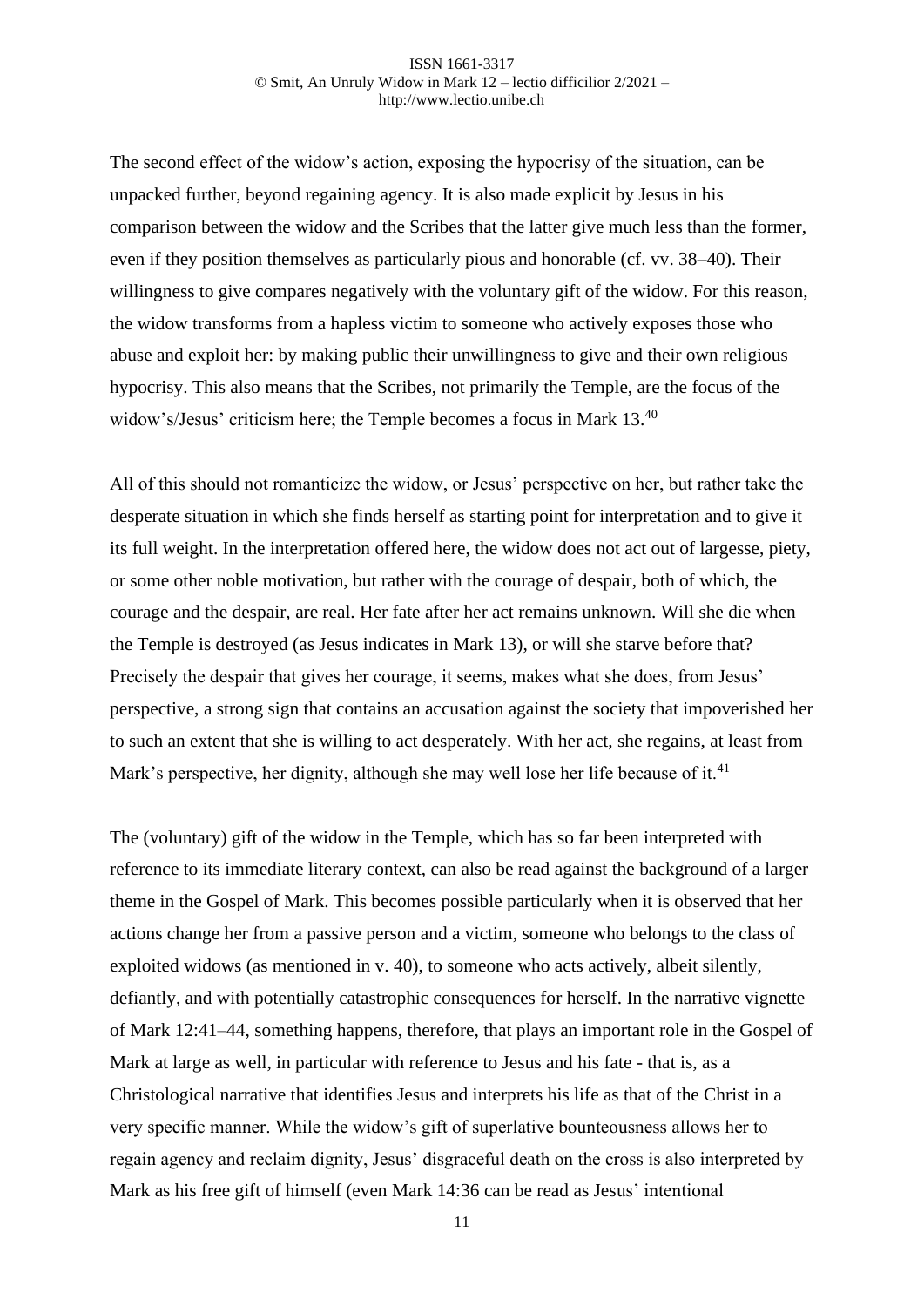The second effect of the widow's action, exposing the hypocrisy of the situation, can be unpacked further, beyond regaining agency. It is also made explicit by Jesus in his comparison between the widow and the Scribes that the latter give much less than the former, even if they position themselves as particularly pious and honorable (cf. vv. 38–40). Their willingness to give compares negatively with the voluntary gift of the widow. For this reason, the widow transforms from a hapless victim to someone who actively exposes those who abuse and exploit her: by making public their unwillingness to give and their own religious hypocrisy. This also means that the Scribes, not primarily the Temple, are the focus of the widow's/Jesus' criticism here; the Temple becomes a focus in Mark 13.[40]

All of this should not romanticize the widow, or Jesus' perspective on her, but rather take the desperate situation in which she finds herself as starting point for interpretation and to give it its full weight. In the interpretation offered here, the widow does not act out of largesse, piety, or some other noble motivation, but rather with the courage of despair, both of which, the courage and the despair, are real. Her fate after her act remains unknown. Will she die when the Temple is destroyed (as Jesus indicates in Mark 13), or will she starve before that? Precisely the despair that gives her courage, it seems, makes what she does, from Jesus' perspective, a strong sign that contains an accusation against the society that impoverished her to such an extent that she is willing to act desperately. With her act, she regains, at least from Mark's perspective, her dignity, although she may well lose her life because of it.[41]

The (voluntary) gift of the widow in the Temple, which has so far been interpreted with reference to its immediate literary context, can also be read against the background of a larger theme in the Gospel of Mark. This becomes possible particularly when it is observed that her actions change her from a passive person and a victim, someone who belongs to the class of exploited widows (as mentioned in v. 40), to someone who acts actively, albeit silently, defiantly, and with potentially catastrophic consequences for herself. In the narrative vignette of Mark 12:41–44, something happens, therefore, that plays an important role in the Gospel of Mark at large as well, in particular with reference to Jesus and his fate - that is, as a Christological narrative that identifies Jesus and interprets his life as that of the Christ in a very specific manner. While the widow's gift of superlative bounteousness allows her to regain agency and reclaim dignity, Jesus' disgraceful death on the cross is also interpreted by Mark as his free gift of himself (even Mark 14:36 can be read as Jesus' intentional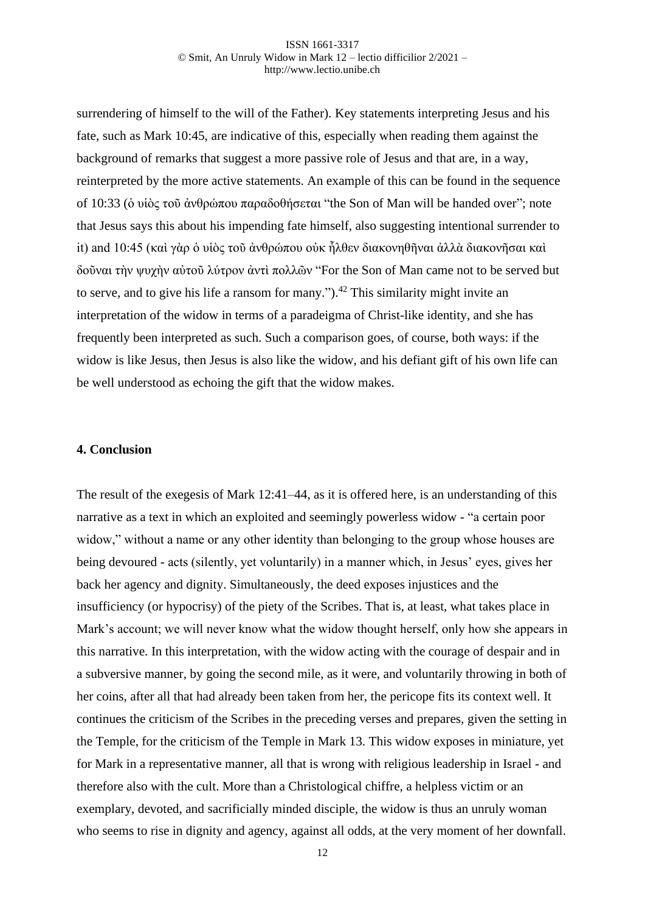surrendering of himself to the will of the Father). Key statements interpreting Jesus and his fate, such as Mark 10:45, are indicative of this, especially when reading them against the background of remarks that suggest a more passive role of Jesus and that are, in a way, reinterpreted by the more active statements. An example of this can be found in the sequence of 10:33 (ὁ υἱὸς τοῦ ἀνθρώπου παραδοθήσεται "the Son of Man will be handed over"; note that Jesus says this about his impending fate himself, also suggesting intentional surrender to it) and 10:45 (καὶ γὰρ ὁ υἱὸς τοῦ ἀνθρώπου οὐκ ἦλθεν διακονηθῆναι ἀλλὰ διακονῆσαι καὶ δοῦναι τὴν ψυχὴν αὐτοῦ λύτρον ἀντὶ πολλῶν "For the Son of Man came not to be served but to serve, and to give his life a ransom for many.").[42] This similarity might invite an interpretation of the widow in terms of a paradeigma of Christ-like identity, and she has frequently been interpreted as such. Such a comparison goes, of course, both ways: if the widow is like Jesus, then Jesus is also like the widow, and his defiant gift of his own life can be well understood as echoing the gift that the widow makes.

## 4. Conclusion

The result of the exegesis of Mark 12:41–44, as it is offered here, is an understanding of this narrative as a text in which an exploited and seemingly powerless widow - "a certain poor widow," without a name or any other identity than belonging to the group whose houses are being devoured - acts (silently, yet voluntarily) in a manner which, in Jesus' eyes, gives her back her agency and dignity. Simultaneously, the deed exposes injustices and the insufficiency (or hypocrisy) of the piety of the Scribes. That is, at least, what takes place in Mark's account; we will never know what the widow thought herself, only how she appears in this narrative. In this interpretation, with the widow acting with the courage of despair and in a subversive manner, by going the second mile, as it were, and voluntarily throwing in both of her coins, after all that had already been taken from her, the pericope fits its context well. It continues the criticism of the Scribes in the preceding verses and prepares, given the setting in the Temple, for the criticism of the Temple in Mark 13. This widow exposes in miniature, yet for Mark in a representative manner, all that is wrong with religious leadership in Israel - and therefore also with the cult. More than a Christological chiffre, a helpless victim or an exemplary, devoted, and sacrificially minded disciple, the widow is thus an unruly woman who seems to rise in dignity and agency, against all odds, at the very moment of her downfall.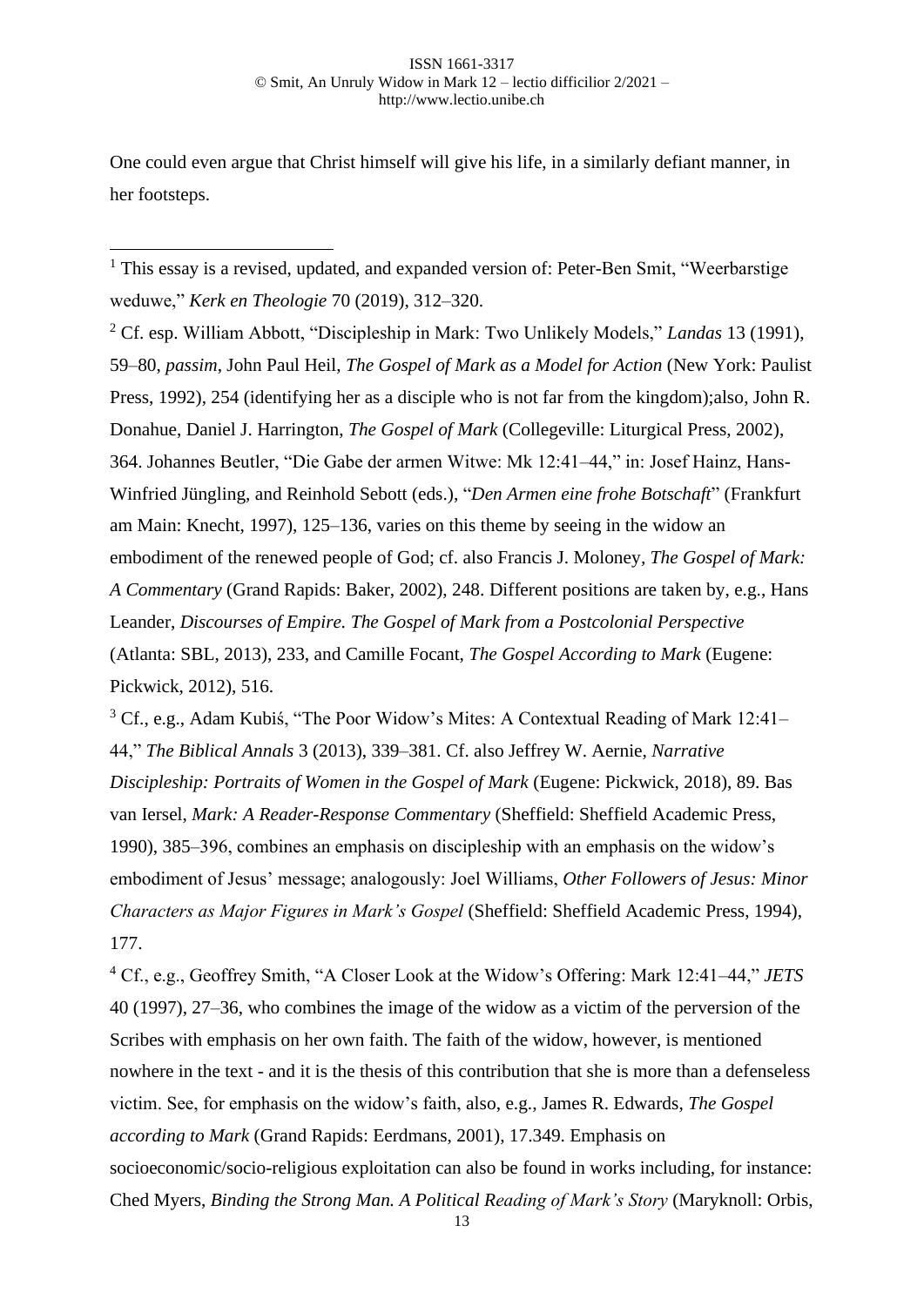One could even argue that Christ himself will give his life, in a similarly defiant manner, in her footsteps.

---

[1] This essay is a revised, updated, and expanded version of: Peter-Ben Smit, "Weerbarstige weduwe," *Kerk en Theologie* 70 (2019), 312–320.

[2] Cf. esp. William Abbott, "Discipleship in Mark: Two Unlikely Models," *Landas* 13 (1991), 59–80, *passim*, John Paul Heil, *The Gospel of Mark as a Model for Action* (New York: Paulist Press, 1992), 254 (identifying her as a disciple who is not far from the kingdom);also, John R. Donahue, Daniel J. Harrington, *The Gospel of Mark* (Collegeville: Liturgical Press, 2002), 364. Johannes Beutler, "Die Gabe der armen Witwe: Mk 12:41–44," in: Josef Hainz, Hans-Winfried Jüngling, and Reinhold Sebott (eds.), "*Den Armen eine frohe Botschaft*" (Frankfurt am Main: Knecht, 1997), 125–136, varies on this theme by seeing in the widow an embodiment of the renewed people of God; cf. also Francis J. Moloney, *The Gospel of Mark: A Commentary* (Grand Rapids: Baker, 2002), 248. Different positions are taken by, e.g., Hans Leander, *Discourses of Empire. The Gospel of Mark from a Postcolonial Perspective* (Atlanta: SBL, 2013), 233, and Camille Focant, *The Gospel According to Mark* (Eugene: Pickwick, 2012), 516.

[3] Cf., e.g., Adam Kubiś, "The Poor Widow's Mites: A Contextual Reading of Mark 12:41–44," *The Biblical Annals* 3 (2013), 339–381. Cf. also Jeffrey W. Aernie, *Narrative Discipleship: Portraits of Women in the Gospel of Mark* (Eugene: Pickwick, 2018), 89. Bas van Iersel, *Mark: A Reader-Response Commentary* (Sheffield: Sheffield Academic Press, 1990), 385–396, combines an emphasis on discipleship with an emphasis on the widow's embodiment of Jesus' message; analogously: Joel Williams, *Other Followers of Jesus: Minor Characters as Major Figures in Mark's Gospel* (Sheffield: Sheffield Academic Press, 1994), 177.

[4] Cf., e.g., Geoffrey Smith, "A Closer Look at the Widow's Offering: Mark 12:41–44," *JETS* 40 (1997), 27–36, who combines the image of the widow as a victim of the perversion of the Scribes with emphasis on her own faith. The faith of the widow, however, is mentioned nowhere in the text - and it is the thesis of this contribution that she is more than a defenseless victim. See, for emphasis on the widow's faith, also, e.g., James R. Edwards, *The Gospel according to Mark* (Grand Rapids: Eerdmans, 2001), 17.349. Emphasis on socioeconomic/socio-religious exploitation can also be found in works including, for instance: Ched Myers, *Binding the Strong Man. A Political Reading of Mark's Story* (Maryknoll: Orbis,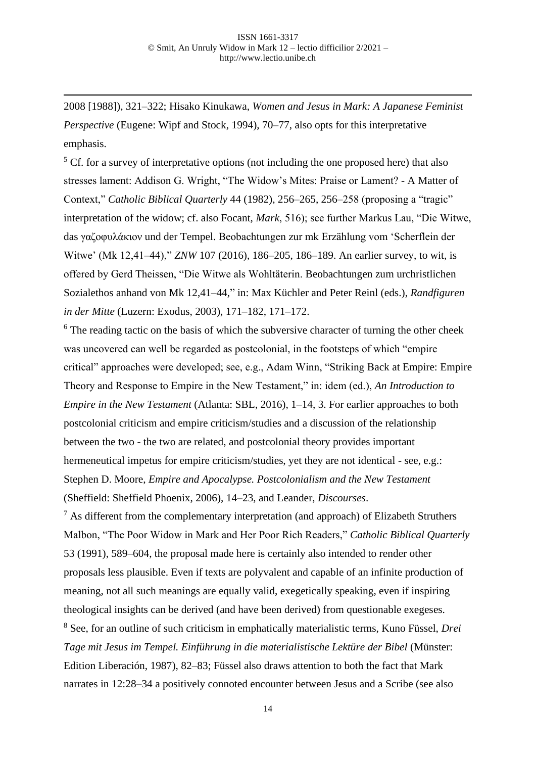2008 [1988]), 321–322; Hisako Kinukawa, *Women and Jesus in Mark: A Japanese Feminist Perspective* (Eugene: Wipf and Stock, 1994), 70–77, also opts for this interpretative emphasis.

[5] Cf. for a survey of interpretative options (not including the one proposed here) that also stresses lament: Addison G. Wright, "The Widow's Mites: Praise or Lament? - A Matter of Context," *Catholic Biblical Quarterly* 44 (1982), 256–265, 256–258 (proposing a "tragic" interpretation of the widow; cf. also Focant, *Mark*, 516); see further Markus Lau, "Die Witwe, das γαζοφυλάκιον und der Tempel. Beobachtungen zur mk Erzählung vom 'Scherflein der Witwe' (Mk 12,41–44)," *ZNW* 107 (2016), 186–205, 186–189. An earlier survey, to wit, is offered by Gerd Theissen, "Die Witwe als Wohltäterin. Beobachtungen zum urchristlichen Sozialethos anhand von Mk 12,41–44," in: Max Küchler and Peter Reinl (eds.), *Randfiguren in der Mitte* (Luzern: Exodus, 2003), 171–182, 171–172.

[6] The reading tactic on the basis of which the subversive character of turning the other cheek was uncovered can well be regarded as postcolonial, in the footsteps of which "empire critical" approaches were developed; see, e.g., Adam Winn, "Striking Back at Empire: Empire Theory and Response to Empire in the New Testament," in: idem (ed.), *An Introduction to Empire in the New Testament* (Atlanta: SBL, 2016), 1–14, 3. For earlier approaches to both postcolonial criticism and empire criticism/studies and a discussion of the relationship between the two - the two are related, and postcolonial theory provides important hermeneutical impetus for empire criticism/studies, yet they are not identical - see, e.g.: Stephen D. Moore, *Empire and Apocalypse. Postcolonialism and the New Testament* (Sheffield: Sheffield Phoenix, 2006), 14–23, and Leander, *Discourses*.

[7] As different from the complementary interpretation (and approach) of Elizabeth Struthers Malbon, "The Poor Widow in Mark and Her Poor Rich Readers," *Catholic Biblical Quarterly* 53 (1991), 589–604, the proposal made here is certainly also intended to render other proposals less plausible. Even if texts are polyvalent and capable of an infinite production of meaning, not all such meanings are equally valid, exegetically speaking, even if inspiring theological insights can be derived (and have been derived) from questionable exegeses.

[8] See, for an outline of such criticism in emphatically materialistic terms, Kuno Füssel, *Drei Tage mit Jesus im Tempel. Einführung in die materialistische Lektüre der Bibel* (Münster: Edition Liberación, 1987), 82–83; Füssel also draws attention to both the fact that Mark narrates in 12:28–34 a positively connoted encounter between Jesus and a Scribe (see also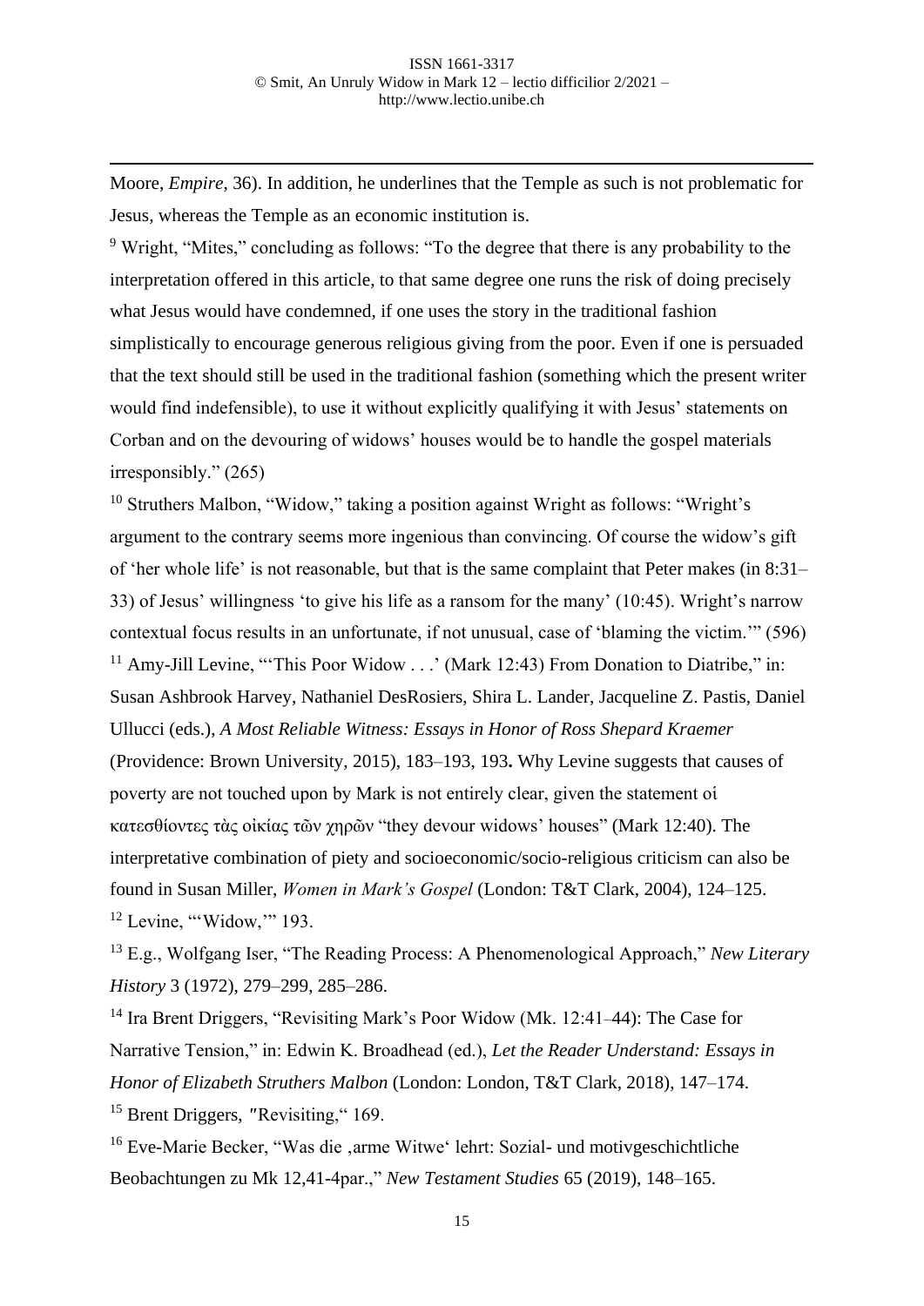Moore, *Empire*, 36). In addition, he underlines that the Temple as such is not problematic for Jesus, whereas the Temple as an economic institution is.

[9] Wright, "Mites," concluding as follows: "To the degree that there is any probability to the interpretation offered in this article, to that same degree one runs the risk of doing precisely what Jesus would have condemned, if one uses the story in the traditional fashion simplistically to encourage generous religious giving from the poor. Even if one is persuaded that the text should still be used in the traditional fashion (something which the present writer would find indefensible), to use it without explicitly qualifying it with Jesus' statements on Corban and on the devouring of widows' houses would be to handle the gospel materials irresponsibly." (265)

[10] Struthers Malbon, "Widow," taking a position against Wright as follows: "Wright's argument to the contrary seems more ingenious than convincing. Of course the widow's gift of 'her whole life' is not reasonable, but that is the same complaint that Peter makes (in 8:31–33) of Jesus' willingness 'to give his life as a ransom for the many' (10:45). Wright's narrow contextual focus results in an unfortunate, if not unusual, case of 'blaming the victim.'" (596)

[11] Amy-Jill Levine, "'This Poor Widow . . .' (Mark 12:43) From Donation to Diatribe," in: Susan Ashbrook Harvey, Nathaniel DesRosiers, Shira L. Lander, Jacqueline Z. Pastis, Daniel Ullucci (eds.), *A Most Reliable Witness: Essays in Honor of Ross Shepard Kraemer* (Providence: Brown University, 2015), 183–193, 193**.** Why Levine suggests that causes of poverty are not touched upon by Mark is not entirely clear, given the statement οἱ κατεσθίοντες τὰς οἰκίας τῶν χηρῶν "they devour widows' houses" (Mark 12:40). The interpretative combination of piety and socioeconomic/socio-religious criticism can also be found in Susan Miller, *Women in Mark's Gospel* (London: T&T Clark, 2004), 124–125.

[12] Levine, "'Widow,'" 193.

[13] E.g., Wolfgang Iser, "The Reading Process: A Phenomenological Approach," *New Literary History* 3 (1972), 279–299, 285–286.

[14] Ira Brent Driggers, "Revisiting Mark's Poor Widow (Mk. 12:41–44): The Case for Narrative Tension," in: Edwin K. Broadhead (ed.), *Let the Reader Understand: Essays in Honor of Elizabeth Struthers Malbon* (London: London, T&T Clark, 2018), 147–174.

[15] Brent Driggers, "Revisiting," 169.

[16] Eve-Marie Becker, "Was die ‚arme Witwe' lehrt: Sozial- und motivgeschichtliche Beobachtungen zu Mk 12,41-4par.," *New Testament Studies* 65 (2019), 148–165.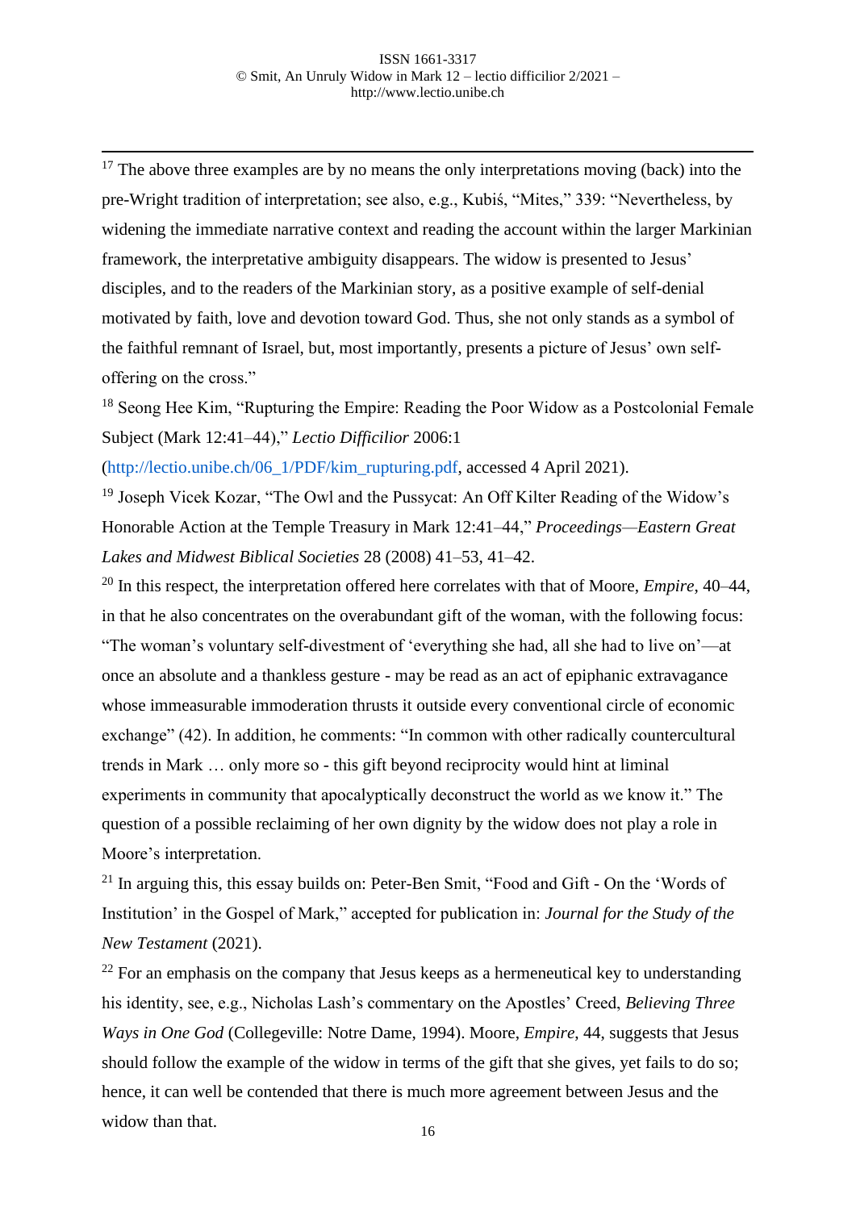[17] The above three examples are by no means the only interpretations moving (back) into the pre-Wright tradition of interpretation; see also, e.g., Kubiś, "Mites," 339: "Nevertheless, by widening the immediate narrative context and reading the account within the larger Markinian framework, the interpretative ambiguity disappears. The widow is presented to Jesus' disciples, and to the readers of the Markinian story, as a positive example of self-denial motivated by faith, love and devotion toward God. Thus, she not only stands as a symbol of the faithful remnant of Israel, but, most importantly, presents a picture of Jesus' own self-offering on the cross."

[18] Seong Hee Kim, "Rupturing the Empire: Reading the Poor Widow as a Postcolonial Female Subject (Mark 12:41–44)," *Lectio Difficilior* 2006:1 (http://lectio.unibe.ch/06_1/PDF/kim_rupturing.pdf, accessed 4 April 2021).

[19] Joseph Vicek Kozar, "The Owl and the Pussycat: An Off Kilter Reading of the Widow's Honorable Action at the Temple Treasury in Mark 12:41–44," *Proceedings—Eastern Great Lakes and Midwest Biblical Societies* 28 (2008) 41–53, 41–42.

[20] In this respect, the interpretation offered here correlates with that of Moore, *Empire*, 40–44, in that he also concentrates on the overabundant gift of the woman, with the following focus: "The woman's voluntary self-divestment of 'everything she had, all she had to live on'—at once an absolute and a thankless gesture - may be read as an act of epiphanic extravagance whose immeasurable immoderation thrusts it outside every conventional circle of economic exchange" (42). In addition, he comments: "In common with other radically countercultural trends in Mark … only more so - this gift beyond reciprocity would hint at liminal experiments in community that apocalyptically deconstruct the world as we know it." The question of a possible reclaiming of her own dignity by the widow does not play a role in Moore's interpretation.

[21] In arguing this, this essay builds on: Peter-Ben Smit, "Food and Gift - On the 'Words of Institution' in the Gospel of Mark," accepted for publication in: *Journal for the Study of the New Testament* (2021).

[22] For an emphasis on the company that Jesus keeps as a hermeneutical key to understanding his identity, see, e.g., Nicholas Lash's commentary on the Apostles' Creed, *Believing Three Ways in One God* (Collegeville: Notre Dame, 1994). Moore, *Empire*, 44, suggests that Jesus should follow the example of the widow in terms of the gift that she gives, yet fails to do so; hence, it can well be contended that there is much more agreement between Jesus and the widow than that.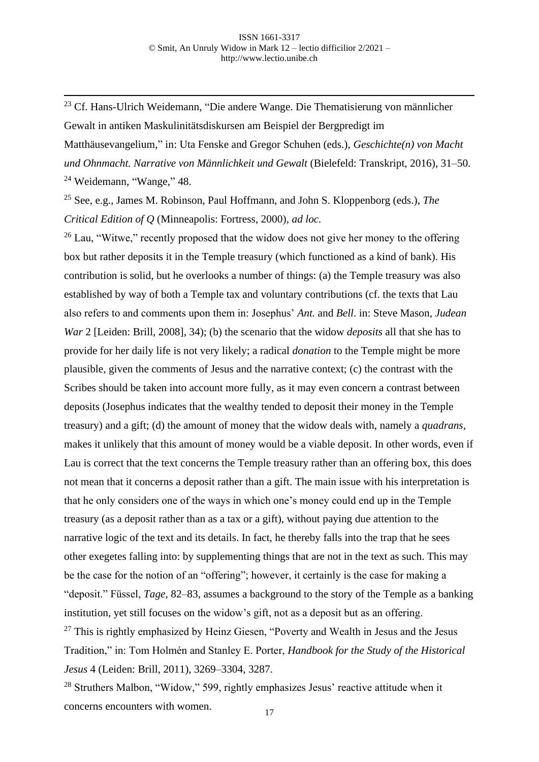[23] Cf. Hans-Ulrich Weidemann, “Die andere Wange. Die Thematisierung von männlicher Gewalt in antiken Maskulinitätsdiskursen am Beispiel der Bergpredigt im Matthäusevangelium,” in: Uta Fenske and Gregor Schuhen (eds.), *Geschichte(n) von Macht und Ohnmacht. Narrative von Männlichkeit und Gewalt* (Bielefeld: Transkript, 2016), 31–50.

[24] Weidemann, “Wange,” 48.

[25] See, e.g., James M. Robinson, Paul Hoffmann, and John S. Kloppenborg (eds.), *The Critical Edition of Q* (Minneapolis: Fortress, 2000), *ad loc.*

[26] Lau, “Witwe,” recently proposed that the widow does not give her money to the offering box but rather deposits it in the Temple treasury (which functioned as a kind of bank). His contribution is solid, but he overlooks a number of things: (a) the Temple treasury was also established by way of both a Temple tax and voluntary contributions (cf. the texts that Lau also refers to and comments upon them in: Josephus’ *Ant.* and *Bell*. in: Steve Mason, *Judean War* 2 [Leiden: Brill, 2008], 34); (b) the scenario that the widow *deposits* all that she has to provide for her daily life is not very likely; a radical *donation* to the Temple might be more plausible, given the comments of Jesus and the narrative context; (c) the contrast with the Scribes should be taken into account more fully, as it may even concern a contrast between deposits (Josephus indicates that the wealthy tended to deposit their money in the Temple treasury) and a gift; (d) the amount of money that the widow deals with, namely a *quadrans*, makes it unlikely that this amount of money would be a viable deposit. In other words, even if Lau is correct that the text concerns the Temple treasury rather than an offering box, this does not mean that it concerns a deposit rather than a gift. The main issue with his interpretation is that he only considers one of the ways in which one’s money could end up in the Temple treasury (as a deposit rather than as a tax or a gift), without paying due attention to the narrative logic of the text and its details. In fact, he thereby falls into the trap that he sees other exegetes falling into: by supplementing things that are not in the text as such. This may be the case for the notion of an “offering”; however, it certainly is the case for making a “deposit.” Füssel, *Tage*, 82–83, assumes a background to the story of the Temple as a banking institution, yet still focuses on the widow’s gift, not as a deposit but as an offering.

[27] This is rightly emphasized by Heinz Giesen, “Poverty and Wealth in Jesus and the Jesus Tradition,” in: Tom Holmén and Stanley E. Porter, *Handbook for the Study of the Historical Jesus* 4 (Leiden: Brill, 2011), 3269–3304, 3287.

[28] Struthers Malbon, “Widow,” 599, rightly emphasizes Jesus’ reactive attitude when it concerns encounters with women.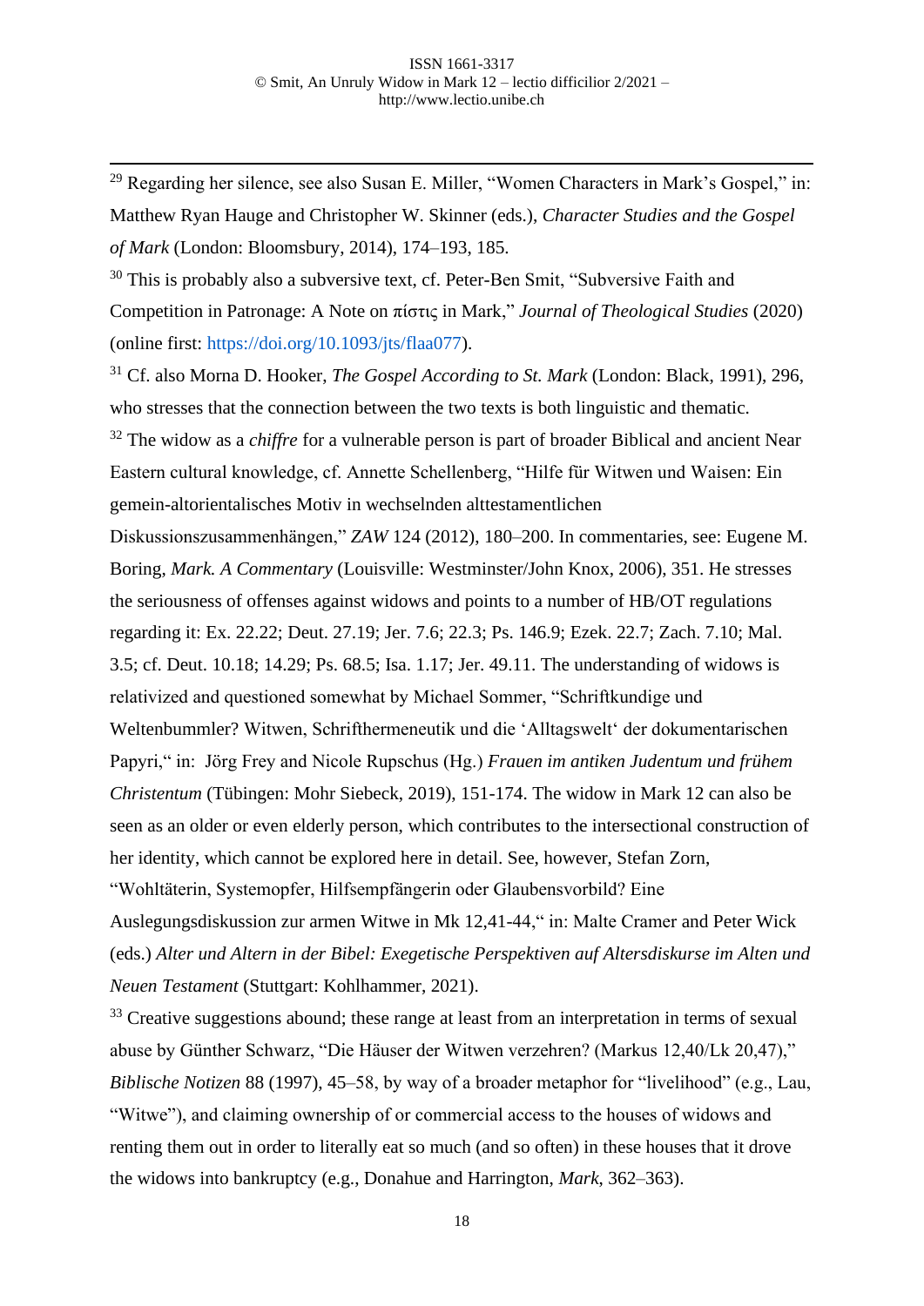[29] Regarding her silence, see also Susan E. Miller, "Women Characters in Mark's Gospel," in: Matthew Ryan Hauge and Christopher W. Skinner (eds.), *Character Studies and the Gospel of Mark* (London: Bloomsbury, 2014), 174–193, 185.

[30] This is probably also a subversive text, cf. Peter-Ben Smit, "Subversive Faith and Competition in Patronage: A Note on πίστις in Mark," *Journal of Theological Studies* (2020) (online first: https://doi.org/10.1093/jts/flaa077).

[31] Cf. also Morna D. Hooker, *The Gospel According to St. Mark* (London: Black, 1991), 296, who stresses that the connection between the two texts is both linguistic and thematic.

[32] The widow as a *chiffre* for a vulnerable person is part of broader Biblical and ancient Near Eastern cultural knowledge, cf. Annette Schellenberg, "Hilfe für Witwen und Waisen: Ein gemein-altorientalisches Motiv in wechselnden alttestamentlichen Diskussionszusammenhängen," *ZAW* 124 (2012), 180–200. In commentaries, see: Eugene M. Boring, *Mark. A Commentary* (Louisville: Westminster/John Knox, 2006), 351. He stresses the seriousness of offenses against widows and points to a number of HB/OT regulations regarding it: Ex. 22.22; Deut. 27.19; Jer. 7.6; 22.3; Ps. 146.9; Ezek. 22.7; Zach. 7.10; Mal. 3.5; cf. Deut. 10.18; 14.29; Ps. 68.5; Isa. 1.17; Jer. 49.11. The understanding of widows is relativized and questioned somewhat by Michael Sommer, "Schriftkundige und Weltenbummler? Witwen, Schrifthermeneutik und die 'Alltagswelt' der dokumentarischen Papyri," in: Jörg Frey and Nicole Rupschus (Hg.) *Frauen im antiken Judentum und frühem Christentum* (Tübingen: Mohr Siebeck, 2019), 151-174. The widow in Mark 12 can also be seen as an older or even elderly person, which contributes to the intersectional construction of her identity, which cannot be explored here in detail. See, however, Stefan Zorn, "Wohltäterin, Systemopfer, Hilfsempfängerin oder Glaubensvorbild? Eine Auslegungsdiskussion zur armen Witwe in Mk 12,41-44," in: Malte Cramer and Peter Wick (eds.) *Alter und Altern in der Bibel: Exegetische Perspektiven auf Altersdiskurse im Alten und Neuen Testament* (Stuttgart: Kohlhammer, 2021).

[33] Creative suggestions abound; these range at least from an interpretation in terms of sexual abuse by Günther Schwarz, "Die Häuser der Witwen verzehren? (Markus 12,40/Lk 20,47)," *Biblische Notizen* 88 (1997), 45–58, by way of a broader metaphor for "livelihood" (e.g., Lau, "Witwe"), and claiming ownership of or commercial access to the houses of widows and renting them out in order to literally eat so much (and so often) in these houses that it drove the widows into bankruptcy (e.g., Donahue and Harrington, *Mark*, 362–363).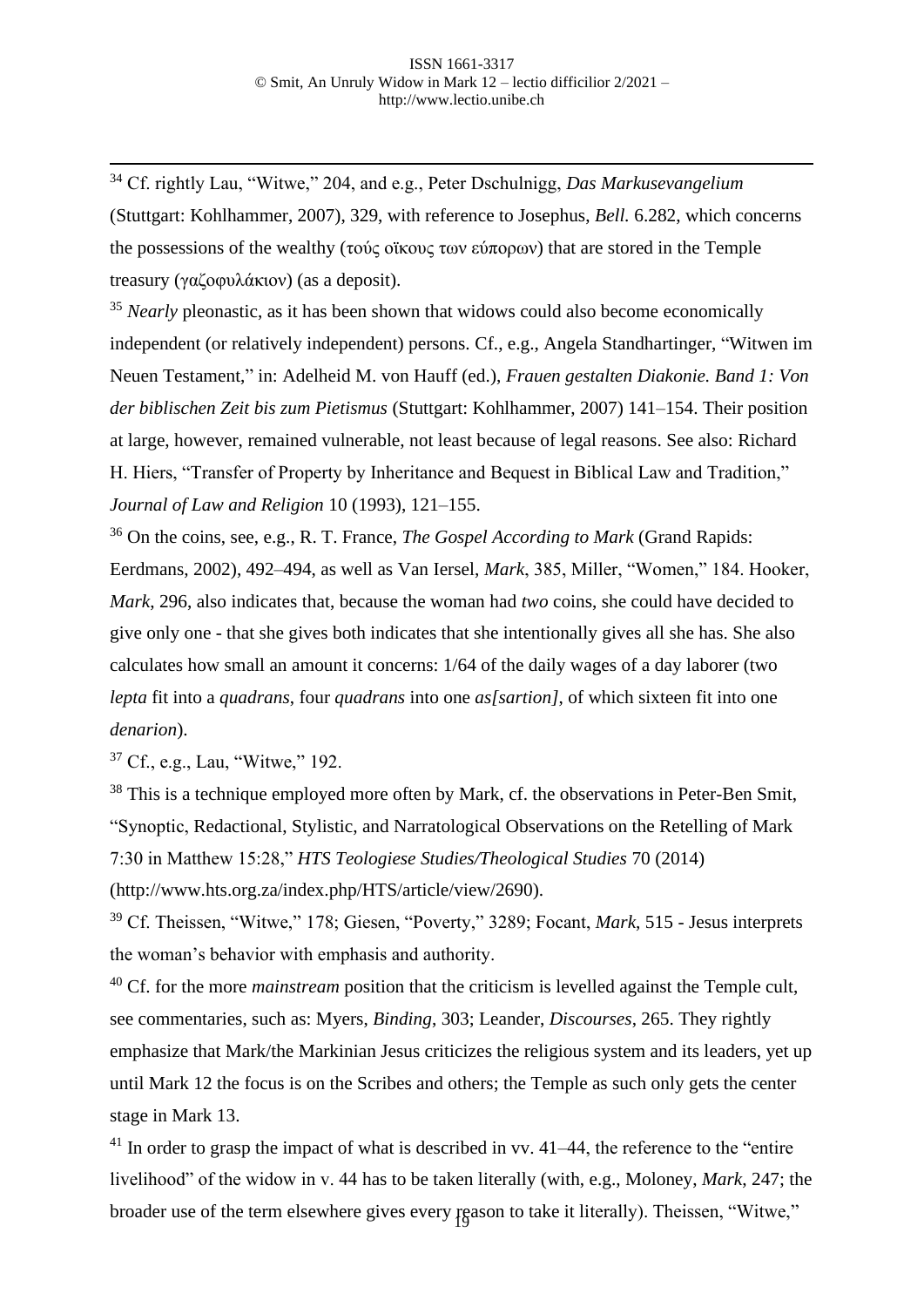[34] Cf. rightly Lau, "Witwe," 204, and e.g., Peter Dschulnigg, *Das Markusevangelium* (Stuttgart: Kohlhammer, 2007), 329, with reference to Josephus, *Bell.* 6.282, which concerns the possessions of the wealthy (τούς οἴκους των εύπορων) that are stored in the Temple treasury (γαζοφυλάκιον) (as a deposit).

[35] *Nearly* pleonastic, as it has been shown that widows could also become economically independent (or relatively independent) persons. Cf., e.g., Angela Standhartinger, "Witwen im Neuen Testament," in: Adelheid M. von Hauff (ed.), *Frauen gestalten Diakonie. Band 1: Von der biblischen Zeit bis zum Pietismus* (Stuttgart: Kohlhammer, 2007) 141–154. Their position at large, however, remained vulnerable, not least because of legal reasons. See also: Richard H. Hiers, "Transfer of Property by Inheritance and Bequest in Biblical Law and Tradition," *Journal of Law and Religion* 10 (1993), 121–155.

[36] On the coins, see, e.g., R. T. France, *The Gospel According to Mark* (Grand Rapids: Eerdmans, 2002), 492–494, as well as Van Iersel, *Mark*, 385, Miller, "Women," 184. Hooker, *Mark*, 296, also indicates that, because the woman had *two* coins, she could have decided to give only one - that she gives both indicates that she intentionally gives all she has. She also calculates how small an amount it concerns: 1/64 of the daily wages of a day laborer (two *lepta* fit into a *quadrans*, four *quadrans* into one *as[sartion]*, of which sixteen fit into one *denarion*).

[37] Cf., e.g., Lau, "Witwe," 192.

[38] This is a technique employed more often by Mark, cf. the observations in Peter-Ben Smit, "Synoptic, Redactional, Stylistic, and Narratological Observations on the Retelling of Mark 7:30 in Matthew 15:28," *HTS Teologiese Studies/Theological Studies* 70 (2014) (http://www.hts.org.za/index.php/HTS/article/view/2690).

[39] Cf. Theissen, "Witwe," 178; Giesen, "Poverty," 3289; Focant, *Mark*, 515 - Jesus interprets the woman's behavior with emphasis and authority.

[40] Cf. for the more *mainstream* position that the criticism is levelled against the Temple cult, see commentaries, such as: Myers, *Binding*, 303; Leander, *Discourses*, 265. They rightly emphasize that Mark/the Markinian Jesus criticizes the religious system and its leaders, yet up until Mark 12 the focus is on the Scribes and others; the Temple as such only gets the center stage in Mark 13.

[41] In order to grasp the impact of what is described in vv. 41–44, the reference to the "entire livelihood" of the widow in v. 44 has to be taken literally (with, e.g., Moloney, *Mark*, 247; the broader use of the term elsewhere gives every reason to take it literally). Theissen, "Witwe,"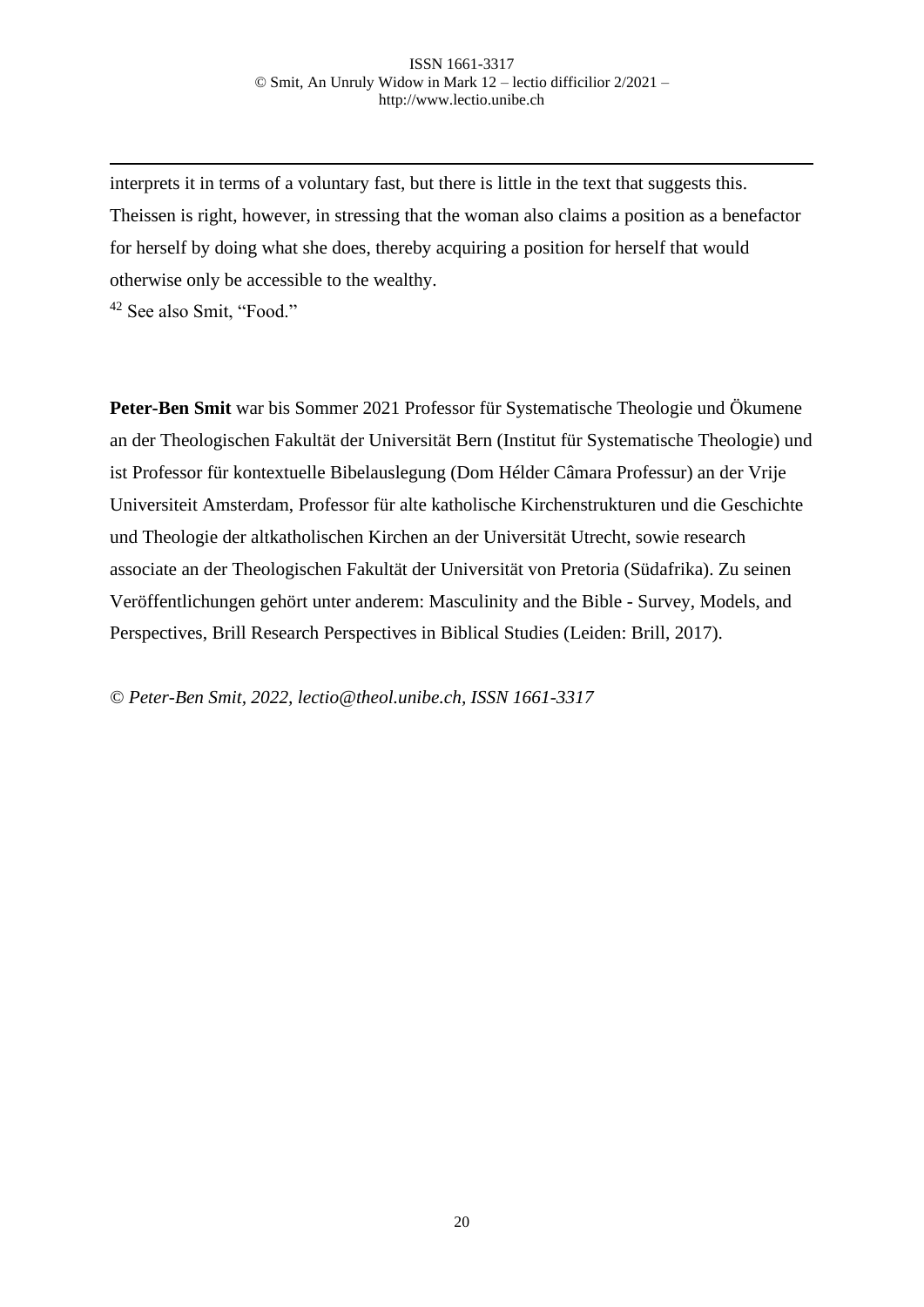interprets it in terms of a voluntary fast, but there is little in the text that suggests this. Theissen is right, however, in stressing that the woman also claims a position as a benefactor for herself by doing what she does, thereby acquiring a position for herself that would otherwise only be accessible to the wealthy.

[42] See also Smit, "Food."

**Peter-Ben Smit** war bis Sommer 2021 Professor für Systematische Theologie und Ökumene an der Theologischen Fakultät der Universität Bern (Institut für Systematische Theologie) und ist Professor für kontextuelle Bibelauslegung (Dom Hélder Câmara Professur) an der Vrije Universiteit Amsterdam, Professor für alte katholische Kirchenstrukturen und die Geschichte und Theologie der altkatholischen Kirchen an der Universität Utrecht, sowie research associate an der Theologischen Fakultät der Universität von Pretoria (Südafrika). Zu seinen Veröffentlichungen gehört unter anderem: Masculinity and the Bible - Survey, Models, and Perspectives, Brill Research Perspectives in Biblical Studies (Leiden: Brill, 2017).

*© Peter-Ben Smit, 2022, lectio@theol.unibe.ch, ISSN 1661-3317*